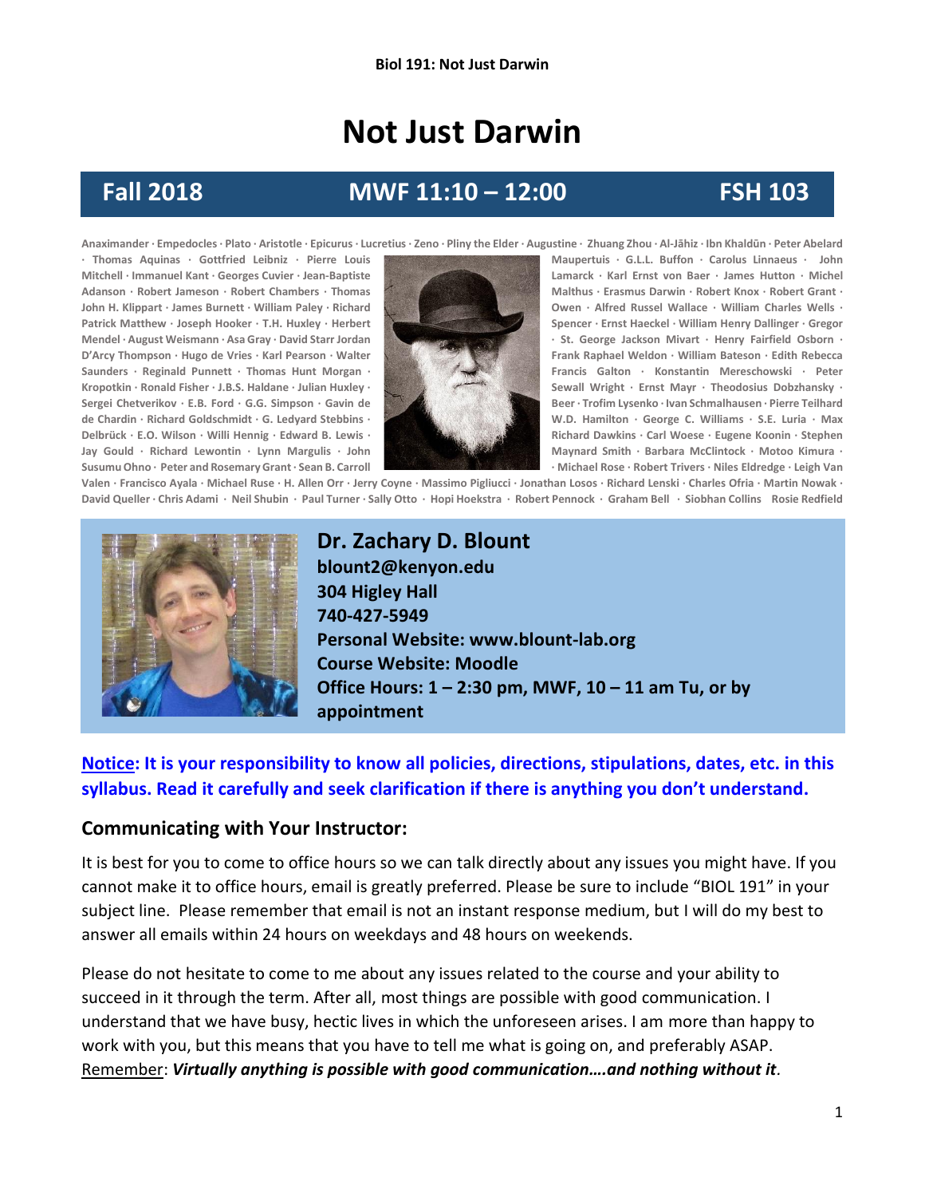# Not Just Darwin

**Fall 2018** | **MWF 11:10 – 12:00** | **FSH 103**

Anaximander · Empedocles · Plato · Aristotle · Epicurus · Lucretius · Zeno · Pliny the Elder · Augustine · Zhuang Zhou · Al-Jāhiz · Ibn Khaldūn · Peter Abelard · Thomas Aquinas · Gottfried Leibniz · Pierre Louis Maupertuis · G.L.L. Buffon · Carolus Linnaeus · John Mitchell · Immanuel Kant · Georges Cuvier · Jean-Baptiste Lamarck · Karl Ernst von Baer · James Hutton · Michel Adanson · Robert Jameson · Robert Chambers · Thomas Malthus · Erasmus Darwin · Robert Knox · Robert Grant · John H. Klippart · James Burnett · William Paley · Richard Owen · Alfred Russel Wallace · William Charles Wells · Patrick Matthew · Joseph Hooker · T.H. Huxley · Herbert Spencer · Ernst Haeckel · William Henry Dallinger · Gregor Mendel · August Weismann · Asa Gray · David Starr Jordan · St. George Jackson Mivart · Henry Fairfield Osborn · D'Arcy Thompson · Hugo de Vries · Karl Pearson · Walter Frank Raphael Weldon · William Bateson · Edith Rebecca Saunders · Reginald Punnett · Thomas Hunt Morgan · Francis Galton · Konstantin Mereschowski · Peter Kropotkin · Ronald Fisher · J.B.S. Haldane · Julian Huxley · Sewall Wright · Ernst Mayr · Theodosius Dobzhansky · Sergei Chetverikov · E.B. Ford · G.G. Simpson · Gavin de Beer · Trofim Lysenko · Ivan Schmalhausen · Pierre Teilhard de Chardin · Richard Goldschmidt · G. Ledyard Stebbins · W.D. Hamilton · George C. Williams · S.E. Luria · Max Delbrück · E.O. Wilson · Willi Hennig · Edward B. Lewis · Richard Dawkins · Carl Woese · Eugene Koonin · Stephen Jay Gould · Richard Lewontin · Lynn Margulis · John Maynard Smith · Barbara McClintock · Motoo Kimura · Susumu Ohno · Peter and Rosemary Grant · Sean B. Carroll · Michael Rose · Robert Trivers · Niles Eldredge · Leigh Van Valen · Francisco Ayala · Michael Ruse · H. Allen Orr · Jerry Coyne · Massimo Pigliucci · Jonathan Losos · Richard Lenski · Charles Ofria · Martin Nowak · David Queller · Chris Adami · Neil Shubin · Paul Turner · Sally Otto · Hopi Hoekstra · Robert Pennock · Graham Bell · Siobhan Collins Rosie Redfield

**Dr. Zachary D. Blount**
**blount2@kenyon.edu**
**304 Higley Hall**
**740-427-5949**
**Personal Website: www.blount-lab.org**
**Course Website: Moodle**
**Office Hours: 1 – 2:30 pm, MWF, 10 – 11 am Tu, or by appointment**

**Notice: It is your responsibility to know all policies, directions, stipulations, dates, etc. in this syllabus. Read it carefully and seek clarification if there is anything you don't understand.**

## Communicating with Your Instructor:

It is best for you to come to office hours so we can talk directly about any issues you might have. If you cannot make it to office hours, email is greatly preferred. Please be sure to include "BIOL 191" in your subject line. Please remember that email is not an instant response medium, but I will do my best to answer all emails within 24 hours on weekdays and 48 hours on weekends.

Please do not hesitate to come to me about any issues related to the course and your ability to succeed in it through the term. After all, most things are possible with good communication. I understand that we have busy, hectic lives in which the unforeseen arises. I am more than happy to work with you, but this means that you have to tell me what is going on, and preferably ASAP. Remember: ***Virtually anything is possible with good communication….and nothing without it***.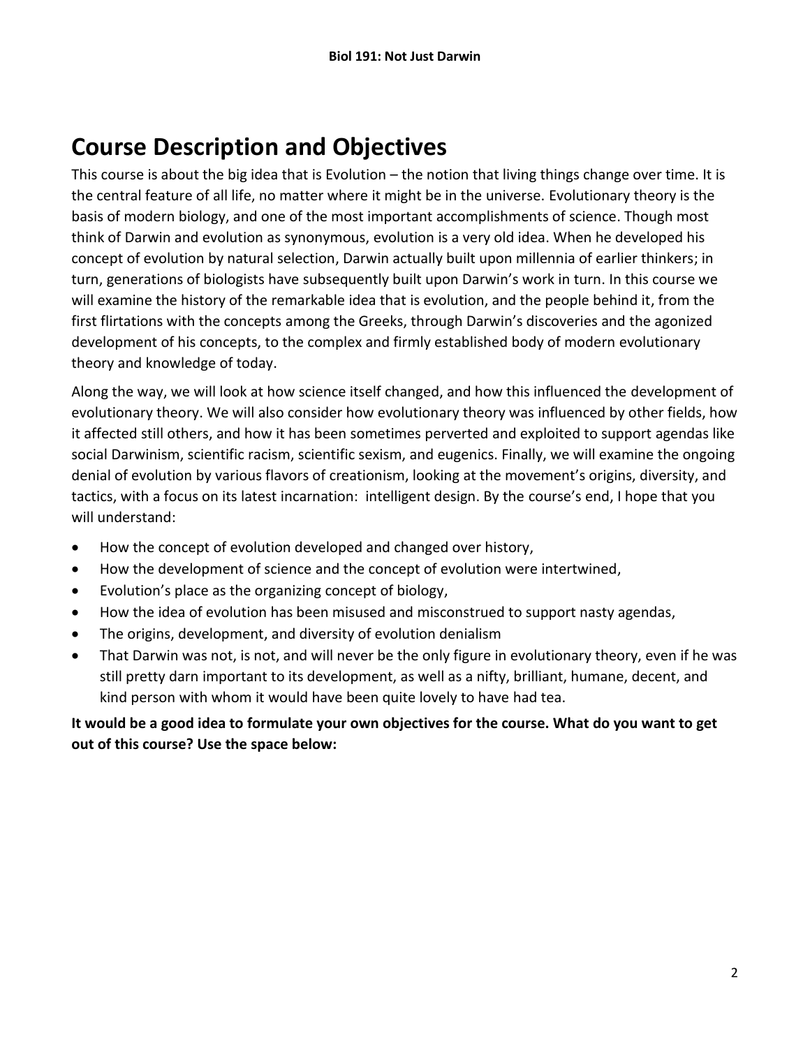# Course Description and Objectives

This course is about the big idea that is Evolution – the notion that living things change over time. It is the central feature of all life, no matter where it might be in the universe. Evolutionary theory is the basis of modern biology, and one of the most important accomplishments of science. Though most think of Darwin and evolution as synonymous, evolution is a very old idea. When he developed his concept of evolution by natural selection, Darwin actually built upon millennia of earlier thinkers; in turn, generations of biologists have subsequently built upon Darwin's work in turn. In this course we will examine the history of the remarkable idea that is evolution, and the people behind it, from the first flirtations with the concepts among the Greeks, through Darwin's discoveries and the agonized development of his concepts, to the complex and firmly established body of modern evolutionary theory and knowledge of today.

Along the way, we will look at how science itself changed, and how this influenced the development of evolutionary theory. We will also consider how evolutionary theory was influenced by other fields, how it affected still others, and how it has been sometimes perverted and exploited to support agendas like social Darwinism, scientific racism, scientific sexism, and eugenics. Finally, we will examine the ongoing denial of evolution by various flavors of creationism, looking at the movement's origins, diversity, and tactics, with a focus on its latest incarnation: intelligent design. By the course's end, I hope that you will understand:

- How the concept of evolution developed and changed over history,
- How the development of science and the concept of evolution were intertwined,
- Evolution's place as the organizing concept of biology,
- How the idea of evolution has been misused and misconstrued to support nasty agendas,
- The origins, development, and diversity of evolution denialism
- That Darwin was not, is not, and will never be the only figure in evolutionary theory, even if he was still pretty darn important to its development, as well as a nifty, brilliant, humane, decent, and kind person with whom it would have been quite lovely to have had tea.

**It would be a good idea to formulate your own objectives for the course. What do you want to get out of this course? Use the space below:**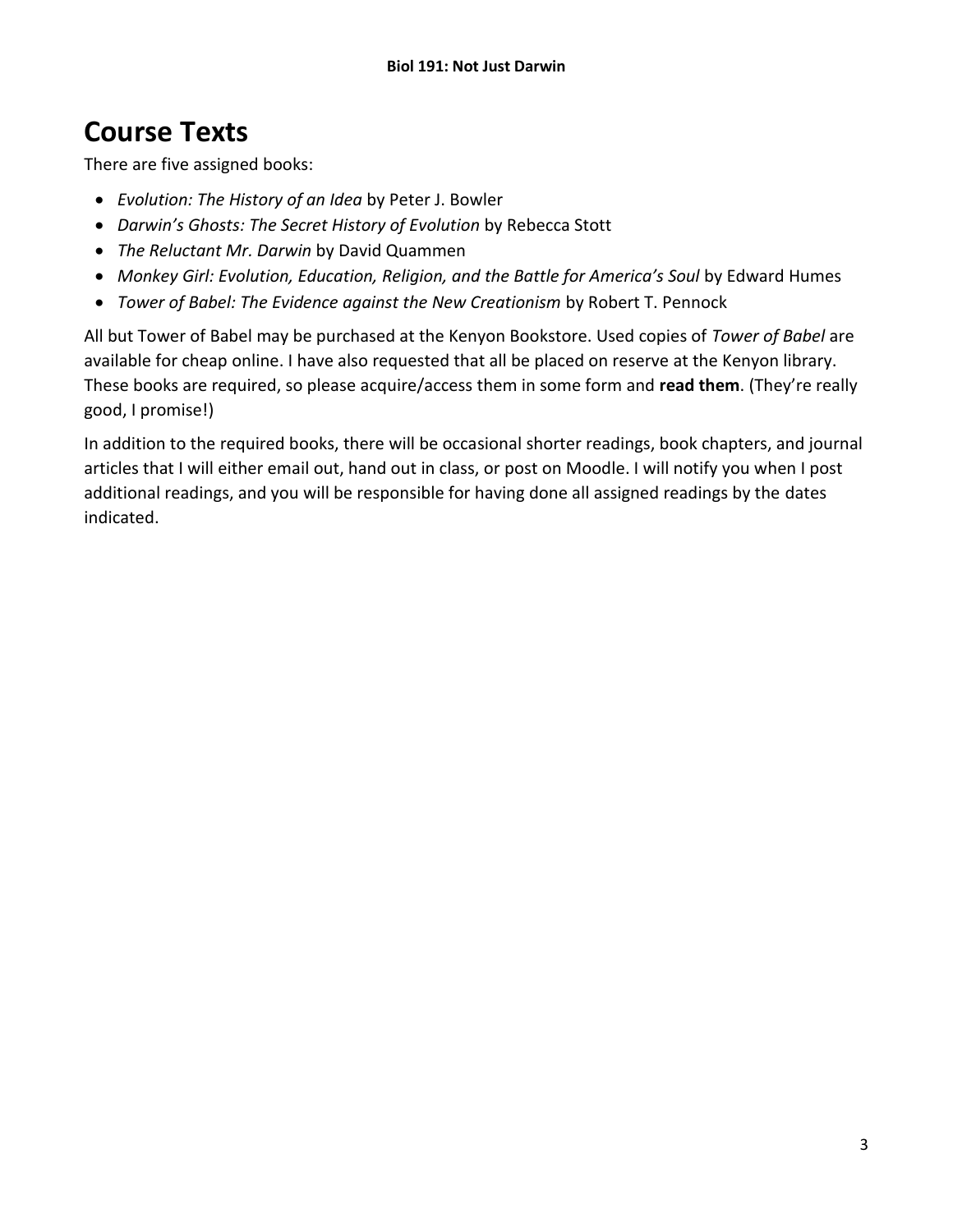# Course Texts

There are five assigned books:

- *Evolution: The History of an Idea* by Peter J. Bowler
- *Darwin's Ghosts: The Secret History of Evolution* by Rebecca Stott
- *The Reluctant Mr. Darwin* by David Quammen
- *Monkey Girl: Evolution, Education, Religion, and the Battle for America's Soul* by Edward Humes
- *Tower of Babel: The Evidence against the New Creationism* by Robert T. Pennock

All but Tower of Babel may be purchased at the Kenyon Bookstore. Used copies of *Tower of Babel* are available for cheap online. I have also requested that all be placed on reserve at the Kenyon library. These books are required, so please acquire/access them in some form and **read them**. (They're really good, I promise!)

In addition to the required books, there will be occasional shorter readings, book chapters, and journal articles that I will either email out, hand out in class, or post on Moodle. I will notify you when I post additional readings, and you will be responsible for having done all assigned readings by the dates indicated.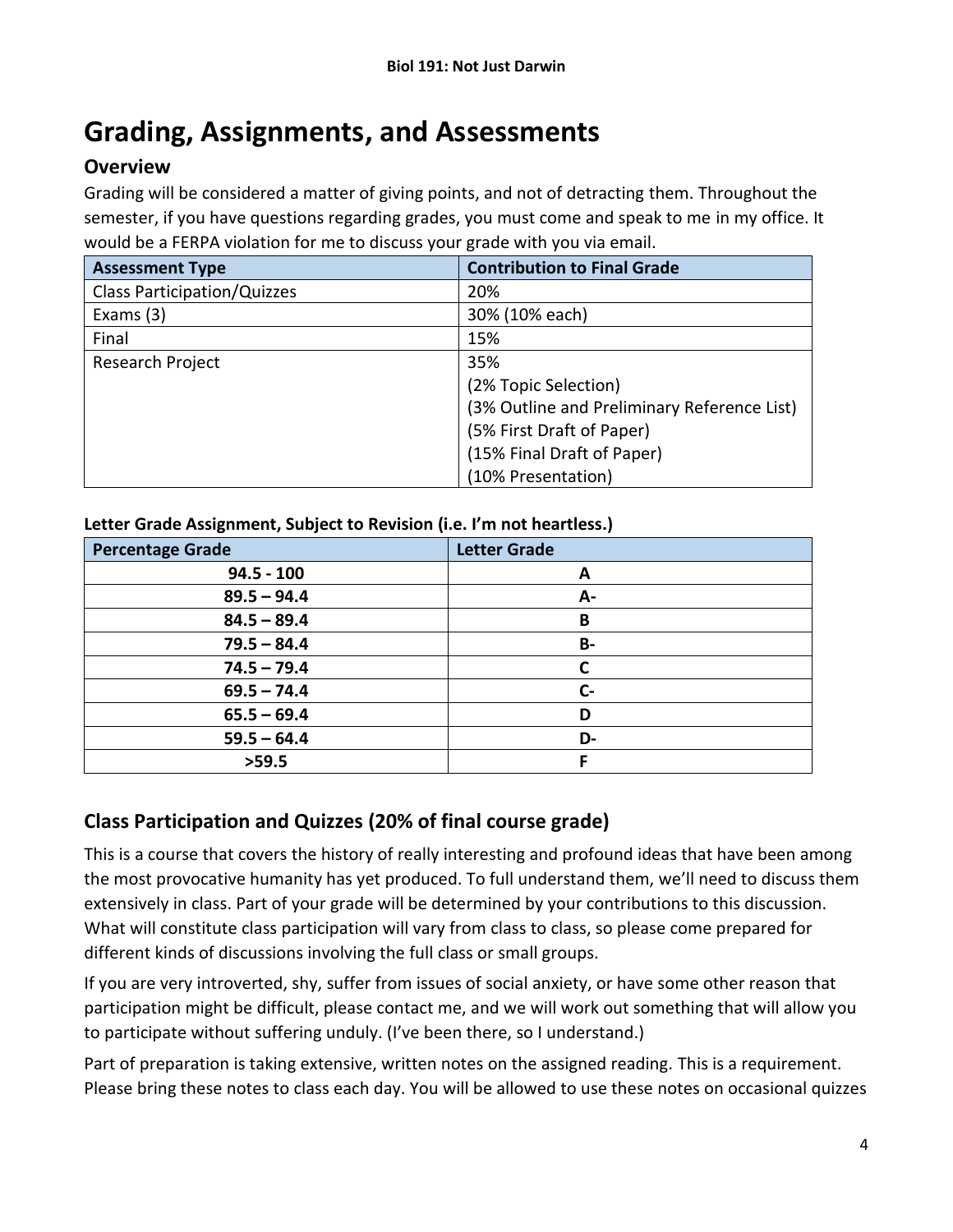# Grading, Assignments, and Assessments

## Overview

Grading will be considered a matter of giving points, and not of detracting them. Throughout the semester, if you have questions regarding grades, you must come and speak to me in my office. It would be a FERPA violation for me to discuss your grade with you via email.

| Assessment Type | Contribution to Final Grade |
|---|---|
| Class Participation/Quizzes | 20% |
| Exams (3) | 30% (10% each) |
| Final | 15% |
| Research Project | 35%<br>(2% Topic Selection)<br>(3% Outline and Preliminary Reference List)<br>(5% First Draft of Paper)<br>(15% Final Draft of Paper)<br>(10% Presentation) |

**Letter Grade Assignment, Subject to Revision (i.e. I'm not heartless.)**

| Percentage Grade | Letter Grade |
|---|---|
| **94.5 - 100** | **A** |
| **89.5 – 94.4** | **A-** |
| **84.5 – 89.4** | **B** |
| **79.5 – 84.4** | **B-** |
| **74.5 – 79.4** | **C** |
| **69.5 – 74.4** | **C-** |
| **65.5 – 69.4** | **D** |
| **59.5 – 64.4** | **D-** |
| **>59.5** | **F** |

## Class Participation and Quizzes (20% of final course grade)

This is a course that covers the history of really interesting and profound ideas that have been among the most provocative humanity has yet produced. To full understand them, we'll need to discuss them extensively in class. Part of your grade will be determined by your contributions to this discussion. What will constitute class participation will vary from class to class, so please come prepared for different kinds of discussions involving the full class or small groups.

If you are very introverted, shy, suffer from issues of social anxiety, or have some other reason that participation might be difficult, please contact me, and we will work out something that will allow you to participate without suffering unduly. (I've been there, so I understand.)

Part of preparation is taking extensive, written notes on the assigned reading. This is a requirement. Please bring these notes to class each day. You will be allowed to use these notes on occasional quizzes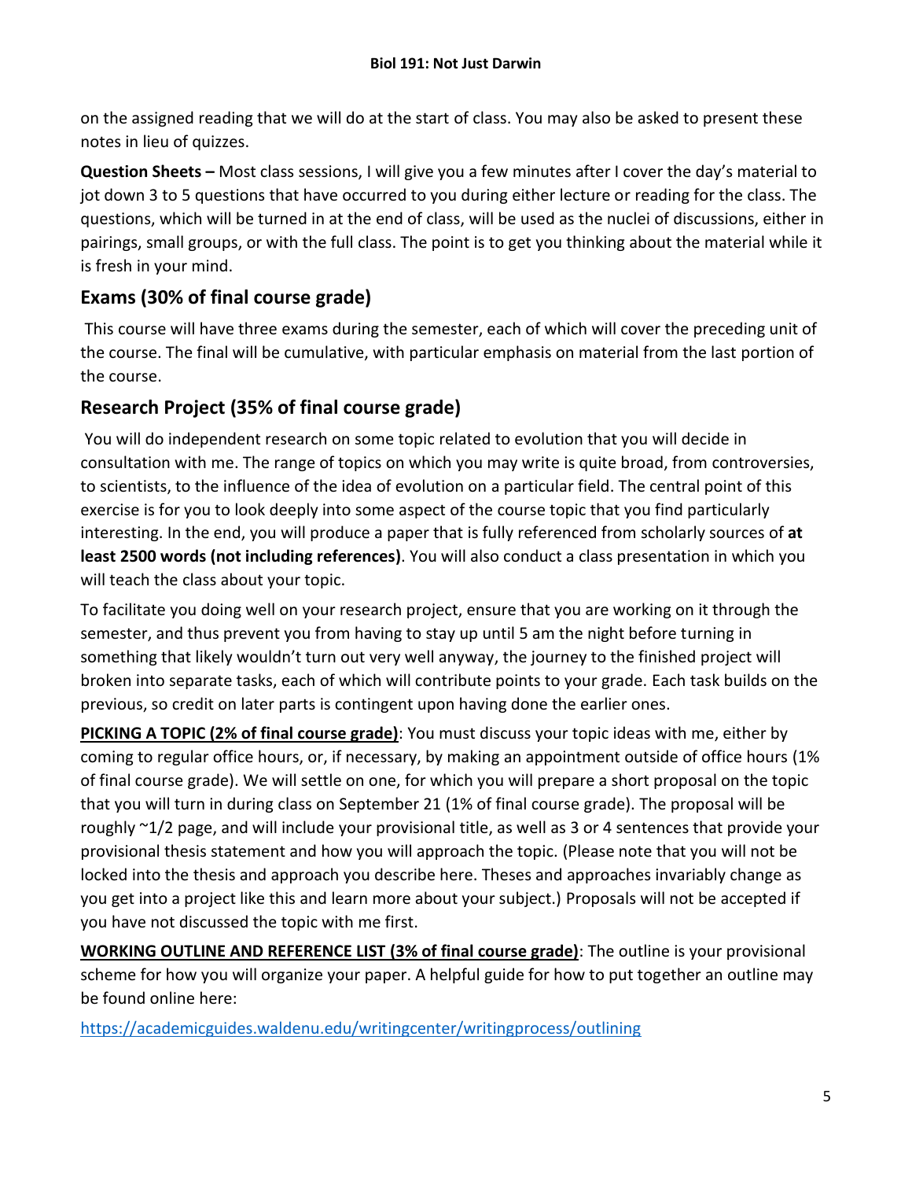on the assigned reading that we will do at the start of class. You may also be asked to present these notes in lieu of quizzes.

**Question Sheets –** Most class sessions, I will give you a few minutes after I cover the day's material to jot down 3 to 5 questions that have occurred to you during either lecture or reading for the class. The questions, which will be turned in at the end of class, will be used as the nuclei of discussions, either in pairings, small groups, or with the full class. The point is to get you thinking about the material while it is fresh in your mind.

## Exams (30% of final course grade)

This course will have three exams during the semester, each of which will cover the preceding unit of the course. The final will be cumulative, with particular emphasis on material from the last portion of the course.

## Research Project (35% of final course grade)

You will do independent research on some topic related to evolution that you will decide in consultation with me. The range of topics on which you may write is quite broad, from controversies, to scientists, to the influence of the idea of evolution on a particular field. The central point of this exercise is for you to look deeply into some aspect of the course topic that you find particularly interesting. In the end, you will produce a paper that is fully referenced from scholarly sources of **at least 2500 words (not including references)**. You will also conduct a class presentation in which you will teach the class about your topic.

To facilitate you doing well on your research project, ensure that you are working on it through the semester, and thus prevent you from having to stay up until 5 am the night before turning in something that likely wouldn't turn out very well anyway, the journey to the finished project will broken into separate tasks, each of which will contribute points to your grade. Each task builds on the previous, so credit on later parts is contingent upon having done the earlier ones.

**PICKING A TOPIC (2% of final course grade)**: You must discuss your topic ideas with me, either by coming to regular office hours, or, if necessary, by making an appointment outside of office hours (1% of final course grade). We will settle on one, for which you will prepare a short proposal on the topic that you will turn in during class on September 21 (1% of final course grade). The proposal will be roughly ~1/2 page, and will include your provisional title, as well as 3 or 4 sentences that provide your provisional thesis statement and how you will approach the topic. (Please note that you will not be locked into the thesis and approach you describe here. Theses and approaches invariably change as you get into a project like this and learn more about your subject.) Proposals will not be accepted if you have not discussed the topic with me first.

**WORKING OUTLINE AND REFERENCE LIST (3% of final course grade)**: The outline is your provisional scheme for how you will organize your paper. A helpful guide for how to put together an outline may be found online here:

https://academicguides.waldenu.edu/writingcenter/writingprocess/outlining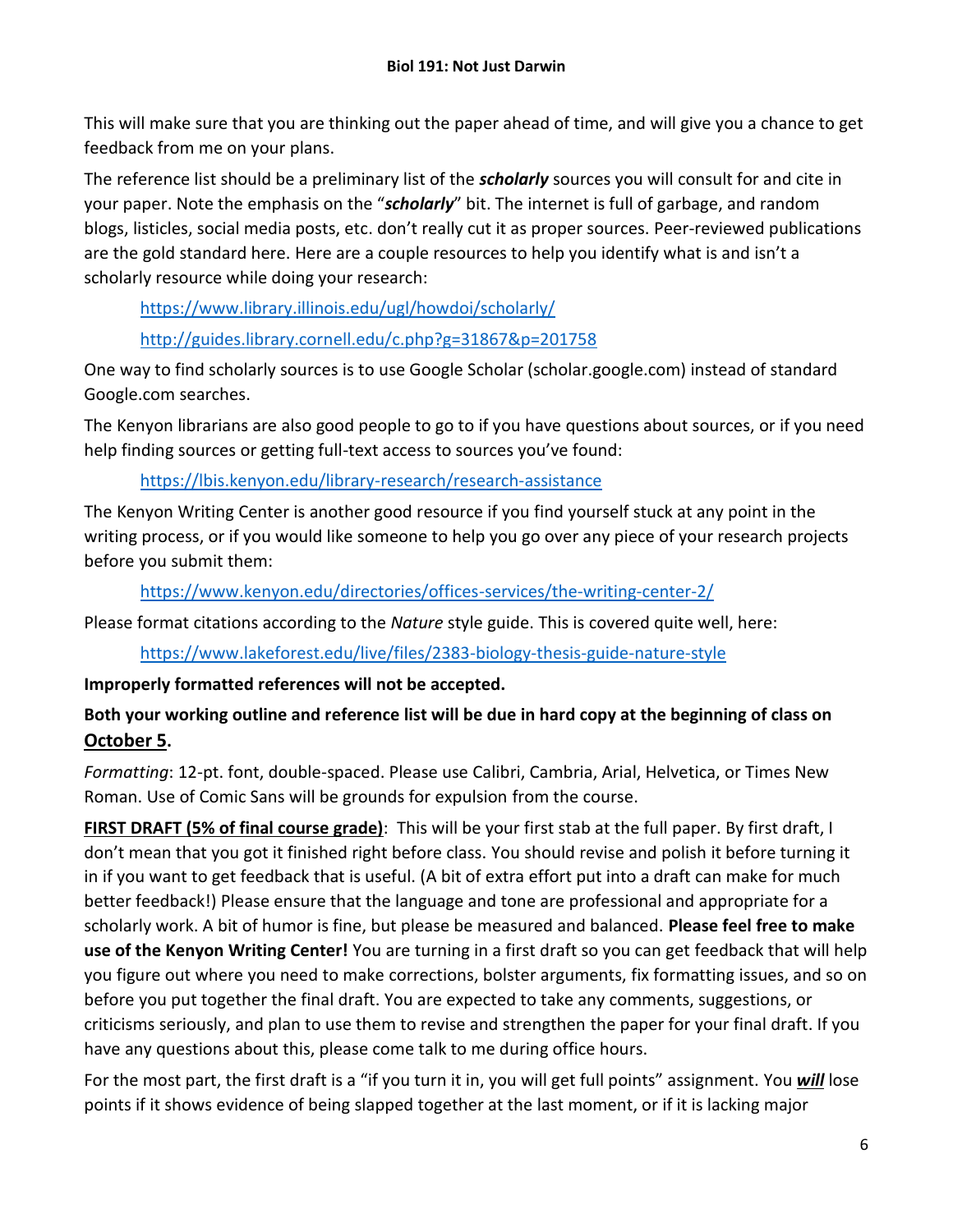This will make sure that you are thinking out the paper ahead of time, and will give you a chance to get feedback from me on your plans.

The reference list should be a preliminary list of the ***scholarly*** sources you will consult for and cite in your paper. Note the emphasis on the "***scholarly***" bit. The internet is full of garbage, and random blogs, listicles, social media posts, etc. don't really cut it as proper sources. Peer-reviewed publications are the gold standard here. Here are a couple resources to help you identify what is and isn't a scholarly resource while doing your research:

> https://www.library.illinois.edu/ugl/howdoi/scholarly/
>
> http://guides.library.cornell.edu/c.php?g=31867&p=201758

One way to find scholarly sources is to use Google Scholar (scholar.google.com) instead of standard Google.com searches.

The Kenyon librarians are also good people to go to if you have questions about sources, or if you need help finding sources or getting full-text access to sources you've found:

> https://lbis.kenyon.edu/library-research/research-assistance

The Kenyon Writing Center is another good resource if you find yourself stuck at any point in the writing process, or if you would like someone to help you go over any piece of your research projects before you submit them:

> https://www.kenyon.edu/directories/offices-services/the-writing-center-2/

Please format citations according to the *Nature* style guide. This is covered quite well, here:

> https://www.lakeforest.edu/live/files/2383-biology-thesis-guide-nature-style

**Improperly formatted references will not be accepted.**

**Both your working outline and reference list will be due in hard copy at the beginning of class on <u>October 5</u>.**

*Formatting*: 12-pt. font, double-spaced. Please use Calibri, Cambria, Arial, Helvetica, or Times New Roman. Use of Comic Sans will be grounds for expulsion from the course.

**<u>FIRST DRAFT (5% of final course grade)</u>**: This will be your first stab at the full paper. By first draft, I don't mean that you got it finished right before class. You should revise and polish it before turning it in if you want to get feedback that is useful. (A bit of extra effort put into a draft can make for much better feedback!) Please ensure that the language and tone are professional and appropriate for a scholarly work. A bit of humor is fine, but please be measured and balanced. **Please feel free to make use of the Kenyon Writing Center!** You are turning in a first draft so you can get feedback that will help you figure out where you need to make corrections, bolster arguments, fix formatting issues, and so on before you put together the final draft. You are expected to take any comments, suggestions, or criticisms seriously, and plan to use them to revise and strengthen the paper for your final draft. If you have any questions about this, please come talk to me during office hours.

For the most part, the first draft is a "if you turn it in, you will get full points" assignment. You ***<u>will</u>*** lose points if it shows evidence of being slapped together at the last moment, or if it is lacking major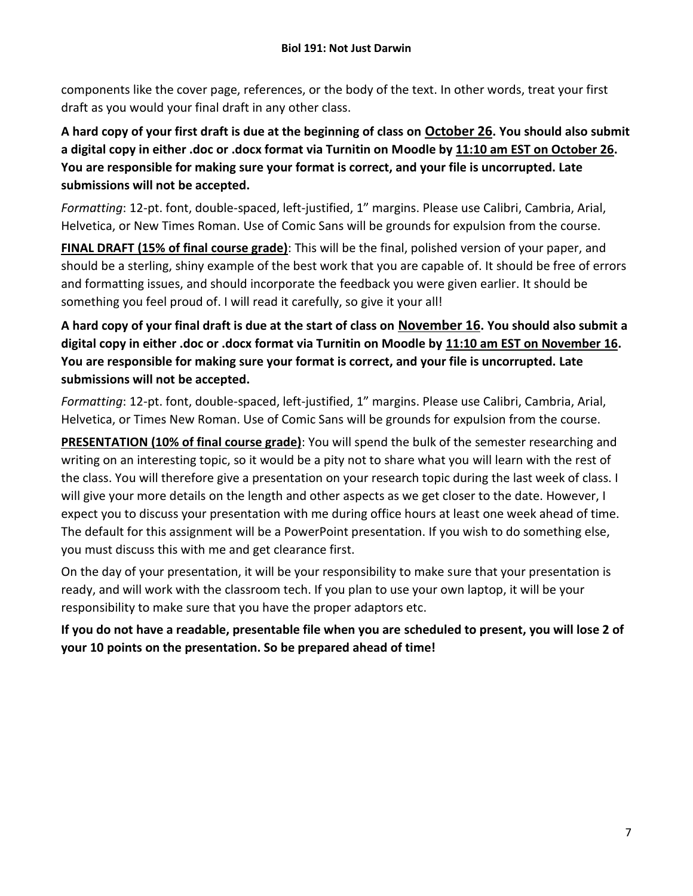components like the cover page, references, or the body of the text. In other words, treat your first draft as you would your final draft in any other class.

**A hard copy of your first draft is due at the beginning of class on <u>October 26</u>. You should also submit a digital copy in either .doc or .docx format via Turnitin on Moodle by <u>11:10 am EST on October 26</u>. You are responsible for making sure your format is correct, and your file is uncorrupted. Late submissions will not be accepted.**

*Formatting*: 12-pt. font, double-spaced, left-justified, 1" margins. Please use Calibri, Cambria, Arial, Helvetica, or New Times Roman. Use of Comic Sans will be grounds for expulsion from the course.

**<u>FINAL DRAFT (15% of final course grade)</u>**: This will be the final, polished version of your paper, and should be a sterling, shiny example of the best work that you are capable of. It should be free of errors and formatting issues, and should incorporate the feedback you were given earlier. It should be something you feel proud of. I will read it carefully, so give it your all!

**A hard copy of your final draft is due at the start of class on <u>November 16</u>. You should also submit a digital copy in either .doc or .docx format via Turnitin on Moodle by <u>11:10 am EST on November 16</u>. You are responsible for making sure your format is correct, and your file is uncorrupted. Late submissions will not be accepted.**

*Formatting*: 12-pt. font, double-spaced, left-justified, 1" margins. Please use Calibri, Cambria, Arial, Helvetica, or Times New Roman. Use of Comic Sans will be grounds for expulsion from the course.

**<u>PRESENTATION (10% of final course grade)</u>**: You will spend the bulk of the semester researching and writing on an interesting topic, so it would be a pity not to share what you will learn with the rest of the class. You will therefore give a presentation on your research topic during the last week of class. I will give your more details on the length and other aspects as we get closer to the date. However, I expect you to discuss your presentation with me during office hours at least one week ahead of time. The default for this assignment will be a PowerPoint presentation. If you wish to do something else, you must discuss this with me and get clearance first.

On the day of your presentation, it will be your responsibility to make sure that your presentation is ready, and will work with the classroom tech. If you plan to use your own laptop, it will be your responsibility to make sure that you have the proper adaptors etc.

**If you do not have a readable, presentable file when you are scheduled to present, you will lose 2 of your 10 points on the presentation. So be prepared ahead of time!**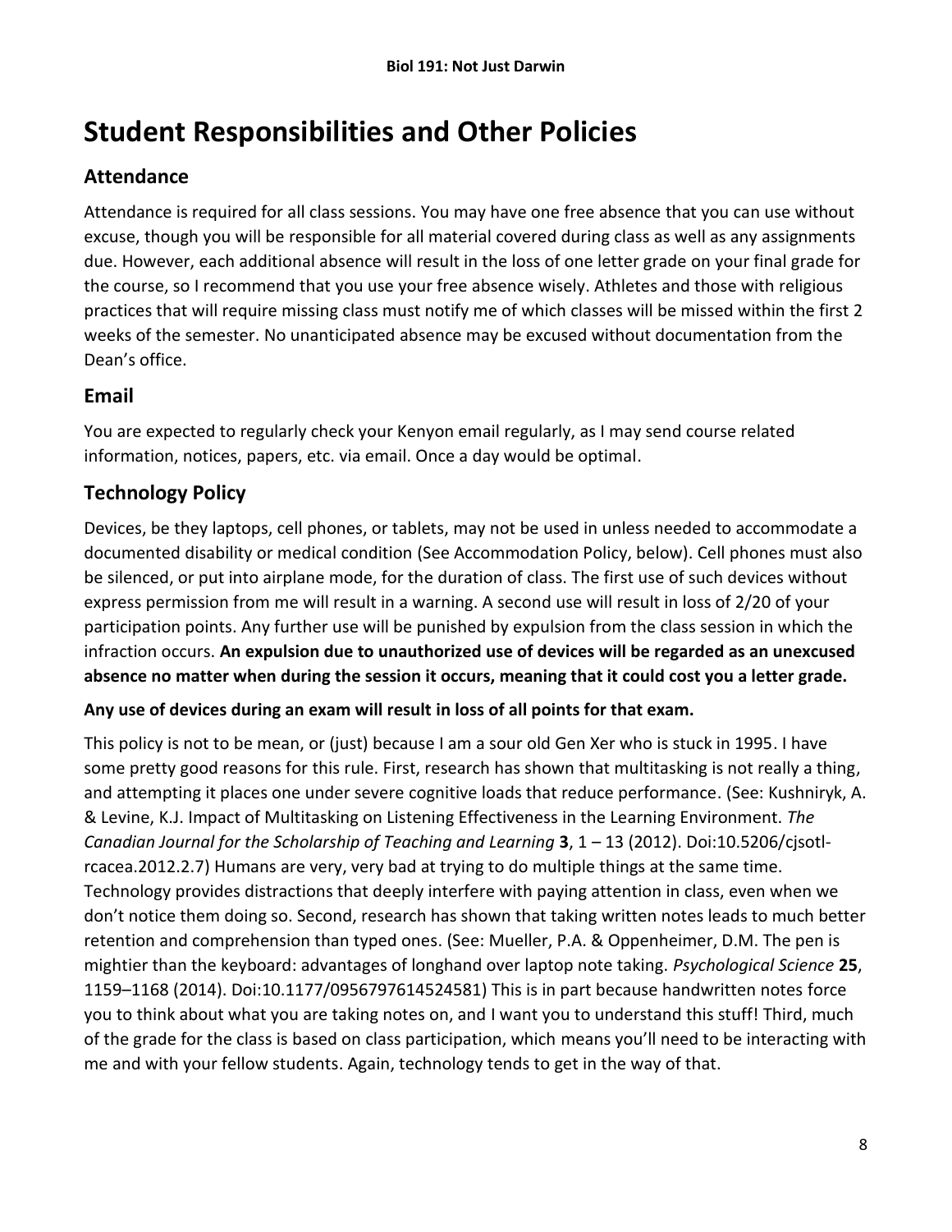# Student Responsibilities and Other Policies

## Attendance

Attendance is required for all class sessions. You may have one free absence that you can use without excuse, though you will be responsible for all material covered during class as well as any assignments due. However, each additional absence will result in the loss of one letter grade on your final grade for the course, so I recommend that you use your free absence wisely. Athletes and those with religious practices that will require missing class must notify me of which classes will be missed within the first 2 weeks of the semester. No unanticipated absence may be excused without documentation from the Dean's office.

## Email

You are expected to regularly check your Kenyon email regularly, as I may send course related information, notices, papers, etc. via email. Once a day would be optimal.

## Technology Policy

Devices, be they laptops, cell phones, or tablets, may not be used in unless needed to accommodate a documented disability or medical condition (See Accommodation Policy, below). Cell phones must also be silenced, or put into airplane mode, for the duration of class. The first use of such devices without express permission from me will result in a warning. A second use will result in loss of 2/20 of your participation points. Any further use will be punished by expulsion from the class session in which the infraction occurs. **An expulsion due to unauthorized use of devices will be regarded as an unexcused absence no matter when during the session it occurs, meaning that it could cost you a letter grade.**

**Any use of devices during an exam will result in loss of all points for that exam.**

This policy is not to be mean, or (just) because I am a sour old Gen Xer who is stuck in 1995. I have some pretty good reasons for this rule. First, research has shown that multitasking is not really a thing, and attempting it places one under severe cognitive loads that reduce performance. (See: Kushniryk, A. & Levine, K.J. Impact of Multitasking on Listening Effectiveness in the Learning Environment. *The Canadian Journal for the Scholarship of Teaching and Learning* **3**, 1 – 13 (2012). Doi:10.5206/cjsotl-rcacea.2012.2.7) Humans are very, very bad at trying to do multiple things at the same time. Technology provides distractions that deeply interfere with paying attention in class, even when we don't notice them doing so. Second, research has shown that taking written notes leads to much better retention and comprehension than typed ones. (See: Mueller, P.A. & Oppenheimer, D.M. The pen is mightier than the keyboard: advantages of longhand over laptop note taking. *Psychological Science* **25**, 1159–1168 (2014). Doi:10.1177/0956797614524581) This is in part because handwritten notes force you to think about what you are taking notes on, and I want you to understand this stuff! Third, much of the grade for the class is based on class participation, which means you'll need to be interacting with me and with your fellow students. Again, technology tends to get in the way of that.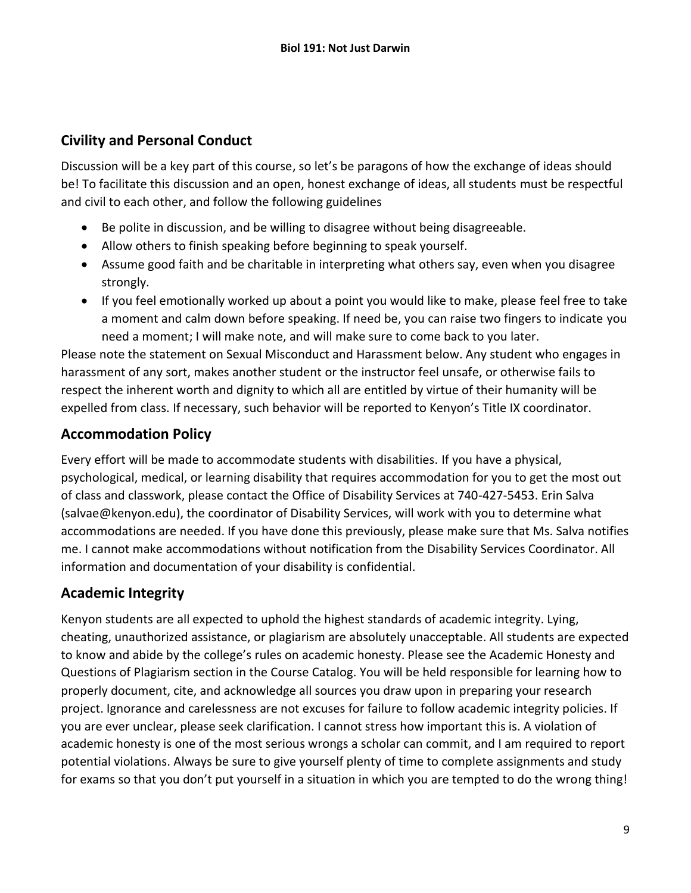## Civility and Personal Conduct

Discussion will be a key part of this course, so let's be paragons of how the exchange of ideas should be! To facilitate this discussion and an open, honest exchange of ideas, all students must be respectful and civil to each other, and follow the following guidelines

- Be polite in discussion, and be willing to disagree without being disagreeable.
- Allow others to finish speaking before beginning to speak yourself.
- Assume good faith and be charitable in interpreting what others say, even when you disagree strongly.
- If you feel emotionally worked up about a point you would like to make, please feel free to take a moment and calm down before speaking. If need be, you can raise two fingers to indicate you need a moment; I will make note, and will make sure to come back to you later.

Please note the statement on Sexual Misconduct and Harassment below. Any student who engages in harassment of any sort, makes another student or the instructor feel unsafe, or otherwise fails to respect the inherent worth and dignity to which all are entitled by virtue of their humanity will be expelled from class. If necessary, such behavior will be reported to Kenyon's Title IX coordinator.

## Accommodation Policy

Every effort will be made to accommodate students with disabilities. If you have a physical, psychological, medical, or learning disability that requires accommodation for you to get the most out of class and classwork, please contact the Office of Disability Services at 740-427-5453. Erin Salva (salvae@kenyon.edu), the coordinator of Disability Services, will work with you to determine what accommodations are needed. If you have done this previously, please make sure that Ms. Salva notifies me. I cannot make accommodations without notification from the Disability Services Coordinator. All information and documentation of your disability is confidential.

## Academic Integrity

Kenyon students are all expected to uphold the highest standards of academic integrity. Lying, cheating, unauthorized assistance, or plagiarism are absolutely unacceptable. All students are expected to know and abide by the college's rules on academic honesty. Please see the Academic Honesty and Questions of Plagiarism section in the Course Catalog. You will be held responsible for learning how to properly document, cite, and acknowledge all sources you draw upon in preparing your research project. Ignorance and carelessness are not excuses for failure to follow academic integrity policies. If you are ever unclear, please seek clarification. I cannot stress how important this is. A violation of academic honesty is one of the most serious wrongs a scholar can commit, and I am required to report potential violations. Always be sure to give yourself plenty of time to complete assignments and study for exams so that you don't put yourself in a situation in which you are tempted to do the wrong thing!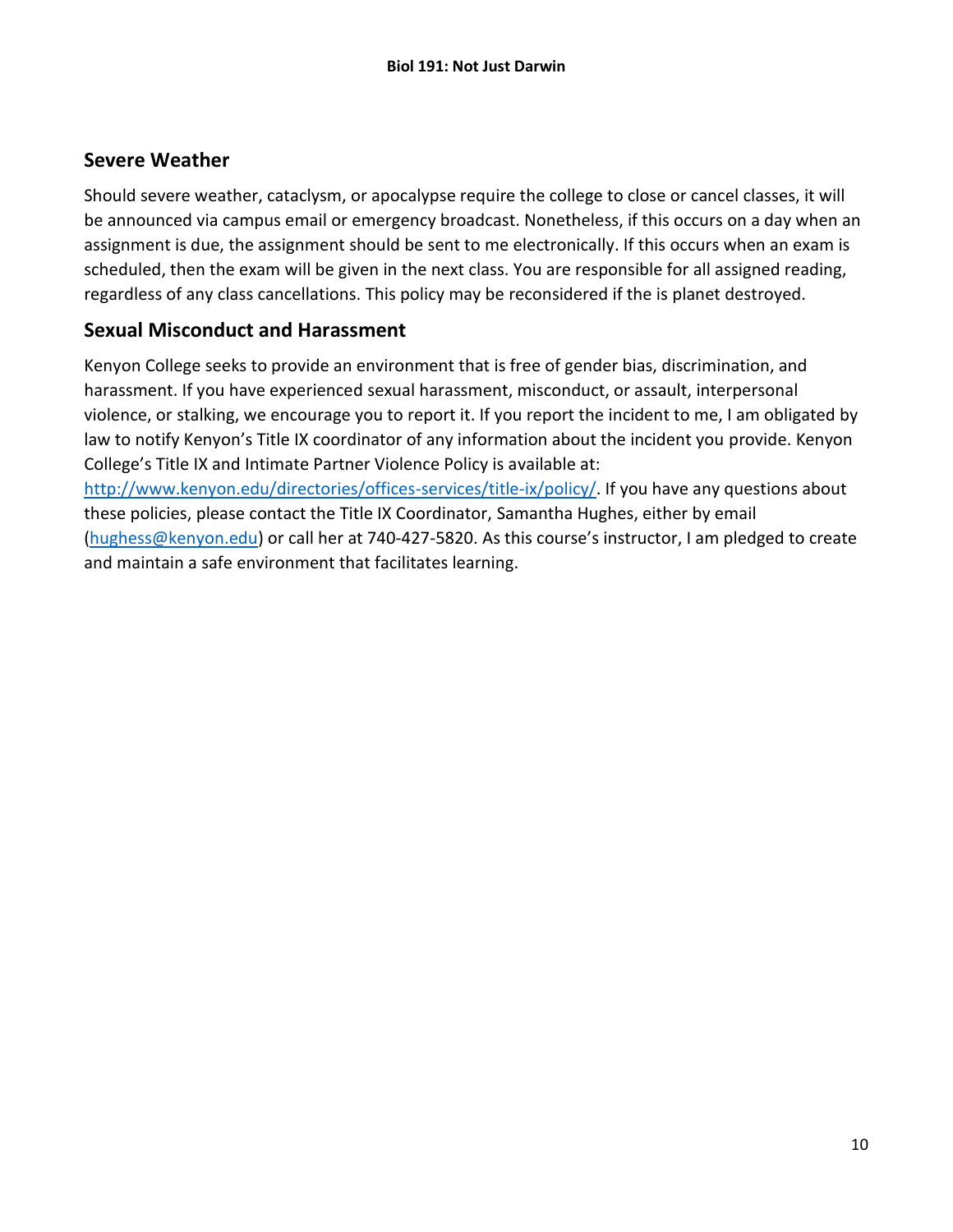## Severe Weather

Should severe weather, cataclysm, or apocalypse require the college to close or cancel classes, it will be announced via campus email or emergency broadcast. Nonetheless, if this occurs on a day when an assignment is due, the assignment should be sent to me electronically. If this occurs when an exam is scheduled, then the exam will be given in the next class. You are responsible for all assigned reading, regardless of any class cancellations. This policy may be reconsidered if the is planet destroyed.

## Sexual Misconduct and Harassment

Kenyon College seeks to provide an environment that is free of gender bias, discrimination, and harassment. If you have experienced sexual harassment, misconduct, or assault, interpersonal violence, or stalking, we encourage you to report it. If you report the incident to me, I am obligated by law to notify Kenyon's Title IX coordinator of any information about the incident you provide. Kenyon College's Title IX and Intimate Partner Violence Policy is available at: http://www.kenyon.edu/directories/offices-services/title-ix/policy/. If you have any questions about these policies, please contact the Title IX Coordinator, Samantha Hughes, either by email (hughess@kenyon.edu) or call her at 740-427-5820. As this course's instructor, I am pledged to create and maintain a safe environment that facilitates learning.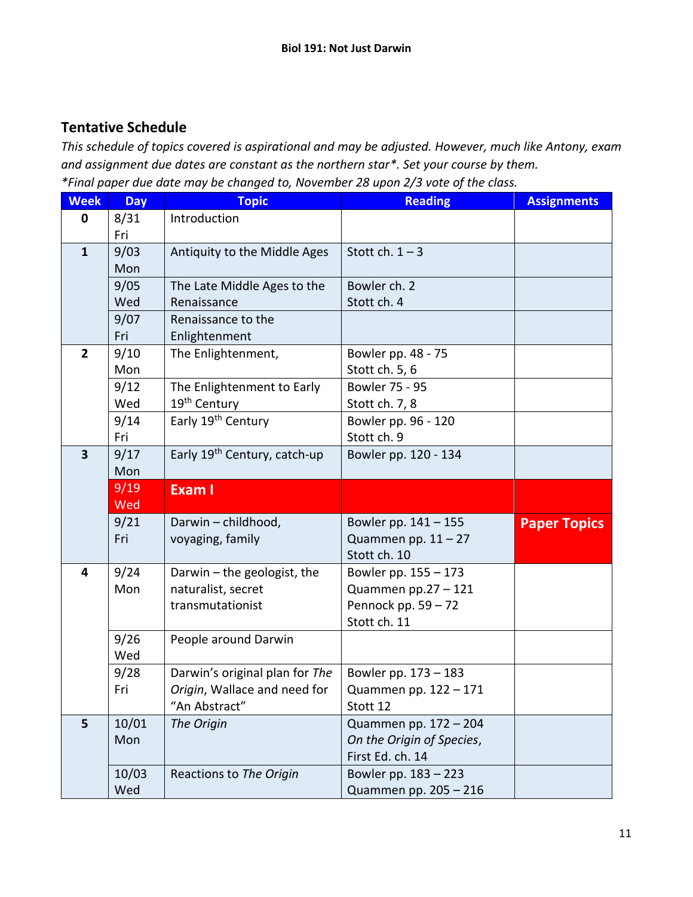**Biol 191: Not Just Darwin**

## Tentative Schedule

*This schedule of topics covered is aspirational and may be adjusted. However, much like Antony, exam and assignment due dates are constant as the northern star\*. Set your course by them.*
*\*Final paper due date may be changed to, November 28 upon 2/3 vote of the class.*

| Week | Day | Topic | Reading | Assignments |
|---|---|---|---|---|
| 0 | 8/31 Fri | Introduction | | |
| 1 | 9/03 Mon | Antiquity to the Middle Ages | Stott ch. 1 – 3 | |
| | 9/05 Wed | The Late Middle Ages to the Renaissance | Bowler ch. 2<br>Stott ch. 4 | |
| | 9/07 Fri | Renaissance to the Enlightenment | | |
| 2 | 9/10 Mon | The Enlightenment, | Bowler pp. 48 - 75<br>Stott ch. 5, 6 | |
| | 9/12 Wed | The Enlightenment to Early 19th Century | Bowler 75 - 95<br>Stott ch. 7, 8 | |
| | 9/14 Fri | Early 19th Century | Bowler pp. 96 - 120<br>Stott ch. 9 | |
| 3 | 9/17 Mon | Early 19th Century, catch-up | Bowler pp. 120 - 134 | |
| | 9/19 Wed | **Exam I** | | |
| | 9/21 Fri | Darwin – childhood, voyaging, family | Bowler pp. 141 – 155<br>Quammen pp. 11 – 27<br>Stott ch. 10 | **Paper Topics** |
| 4 | 9/24 Mon | Darwin – the geologist, the naturalist, secret transmutationist | Bowler pp. 155 – 173<br>Quammen pp.27 – 121<br>Pennock pp. 59 – 72<br>Stott ch. 11 | |
| | 9/26 Wed | People around Darwin | | |
| | 9/28 Fri | Darwin's original plan for *The Origin*, Wallace and need for "An Abstract" | Bowler pp. 173 – 183<br>Quammen pp. 122 – 171<br>Stott 12 | |
| 5 | 10/01 Mon | *The Origin* | Quammen pp. 172 – 204<br>*On the Origin of Species*, First Ed. ch. 14 | |
| | 10/03 Wed | Reactions to *The Origin* | Bowler pp. 183 – 223<br>Quammen pp. 205 – 216 | |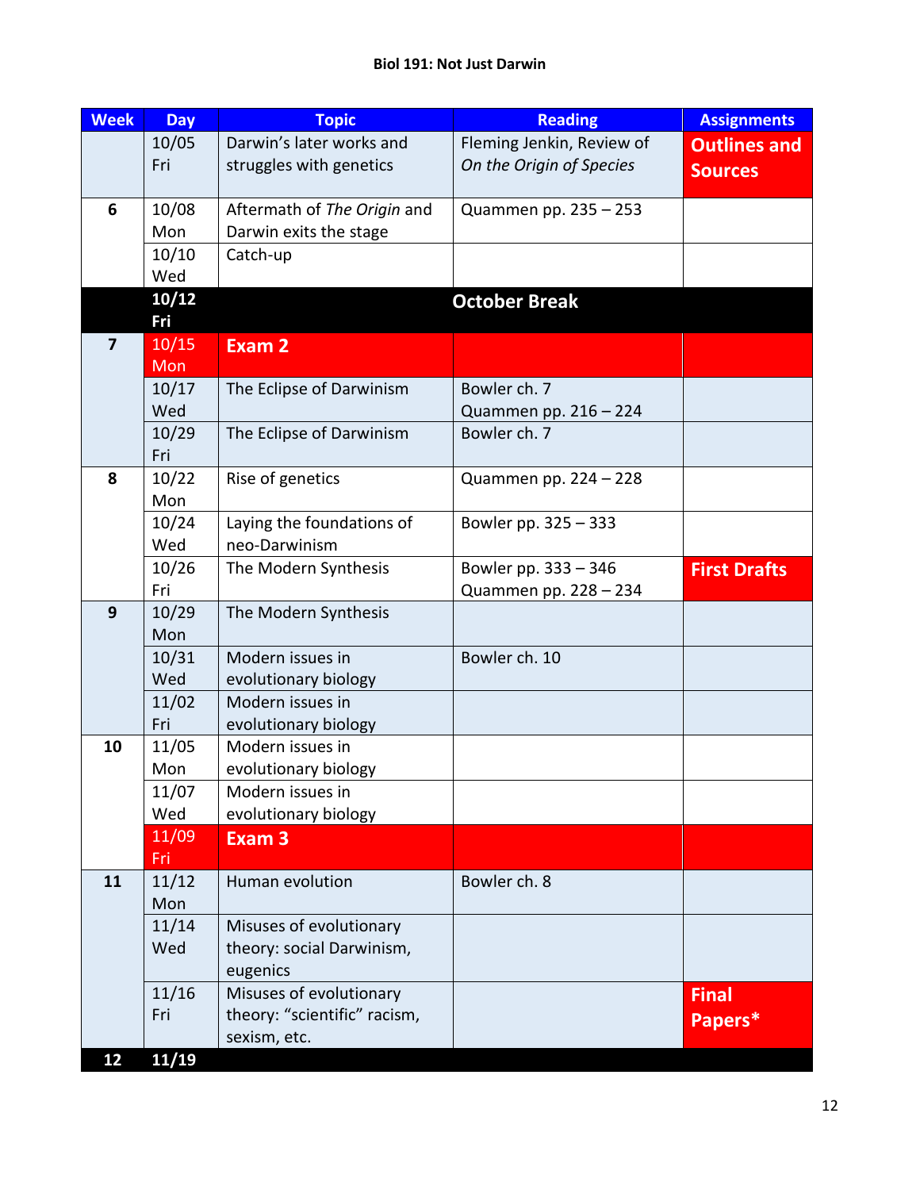**Biol 191: Not Just Darwin**

| Week | Day | Topic | Reading | Assignments |
|---|---|---|---|---|
| | 10/05 Fri | Darwin's later works and struggles with genetics | Fleming Jenkin, Review of *On the Origin of Species* | **Outlines and Sources** |
| 6 | 10/08 Mon | Aftermath of *The Origin* and Darwin exits the stage | Quammen pp. 235 – 253 | |
| | 10/10 Wed | Catch-up | | |
| | **10/12 Fri** | **October Break** | | |
| 7 | 10/15 Mon | **Exam 2** | | |
| | 10/17 Wed | The Eclipse of Darwinism | Bowler ch. 7<br>Quammen pp. 216 – 224 | |
| | 10/29 Fri | The Eclipse of Darwinism | Bowler ch. 7 | |
| 8 | 10/22 Mon | Rise of genetics | Quammen pp. 224 – 228 | |
| | 10/24 Wed | Laying the foundations of neo-Darwinism | Bowler pp. 325 – 333 | |
| | 10/26 Fri | The Modern Synthesis | Bowler pp. 333 – 346<br>Quammen pp. 228 – 234 | **First Drafts** |
| 9 | 10/29 Mon | The Modern Synthesis | | |
| | 10/31 Wed | Modern issues in evolutionary biology | Bowler ch. 10 | |
| | 11/02 Fri | Modern issues in evolutionary biology | | |
| 10 | 11/05 Mon | Modern issues in evolutionary biology | | |
| | 11/07 Wed | Modern issues in evolutionary biology | | |
| | 11/09 Fri | **Exam 3** | | |
| 11 | 11/12 Mon | Human evolution | Bowler ch. 8 | |
| | 11/14 Wed | Misuses of evolutionary theory: social Darwinism, eugenics | | |
| | 11/16 Fri | Misuses of evolutionary theory: "scientific" racism, sexism, etc. | | **Final Papers*** |
| **12** | **11/19** | | | |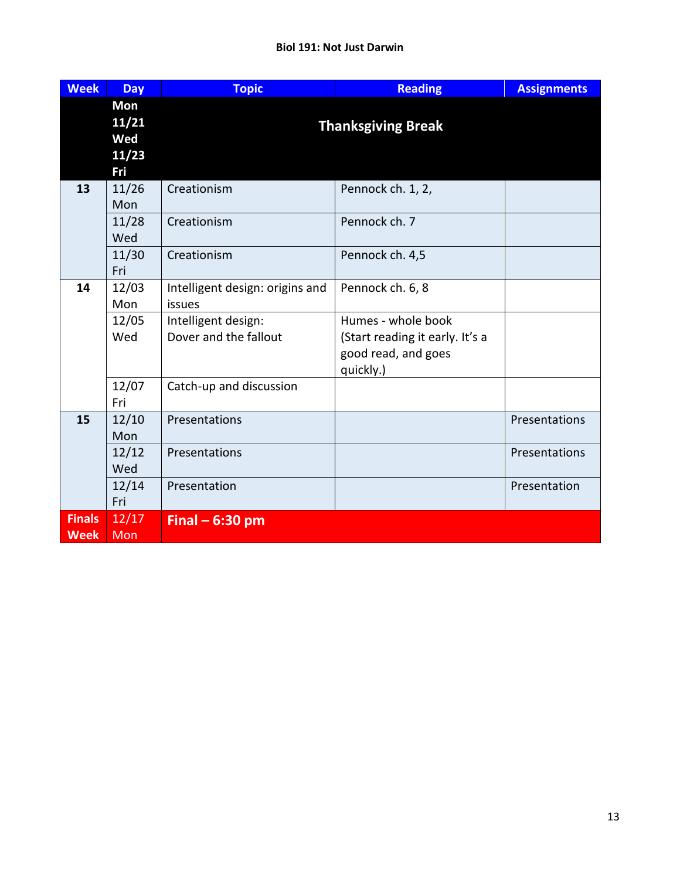**Biol 191: Not Just Darwin**

| Week | Day | Topic | Reading | Assignments |
|---|---|---|---|---|
| | Mon 11/21 Wed 11/23 Fri | **Thanksgiving Break** | | |
| **13** | 11/26 Mon | Creationism | Pennock ch. 1, 2, | |
| | 11/28 Wed | Creationism | Pennock ch. 7 | |
| | 11/30 Fri | Creationism | Pennock ch. 4,5 | |
| **14** | 12/03 Mon | Intelligent design: origins and issues | Pennock ch. 6, 8 | |
| | 12/05 Wed | Intelligent design: Dover and the fallout | Humes - whole book (Start reading it early. It's a good read, and goes quickly.) | |
| | 12/07 Fri | Catch-up and discussion | | |
| **15** | 12/10 Mon | Presentations | | Presentations |
| | 12/12 Wed | Presentations | | Presentations |
| | 12/14 Fri | Presentation | | Presentation |
| **Finals Week** | 12/17 Mon | **Final – 6:30 pm** | | |